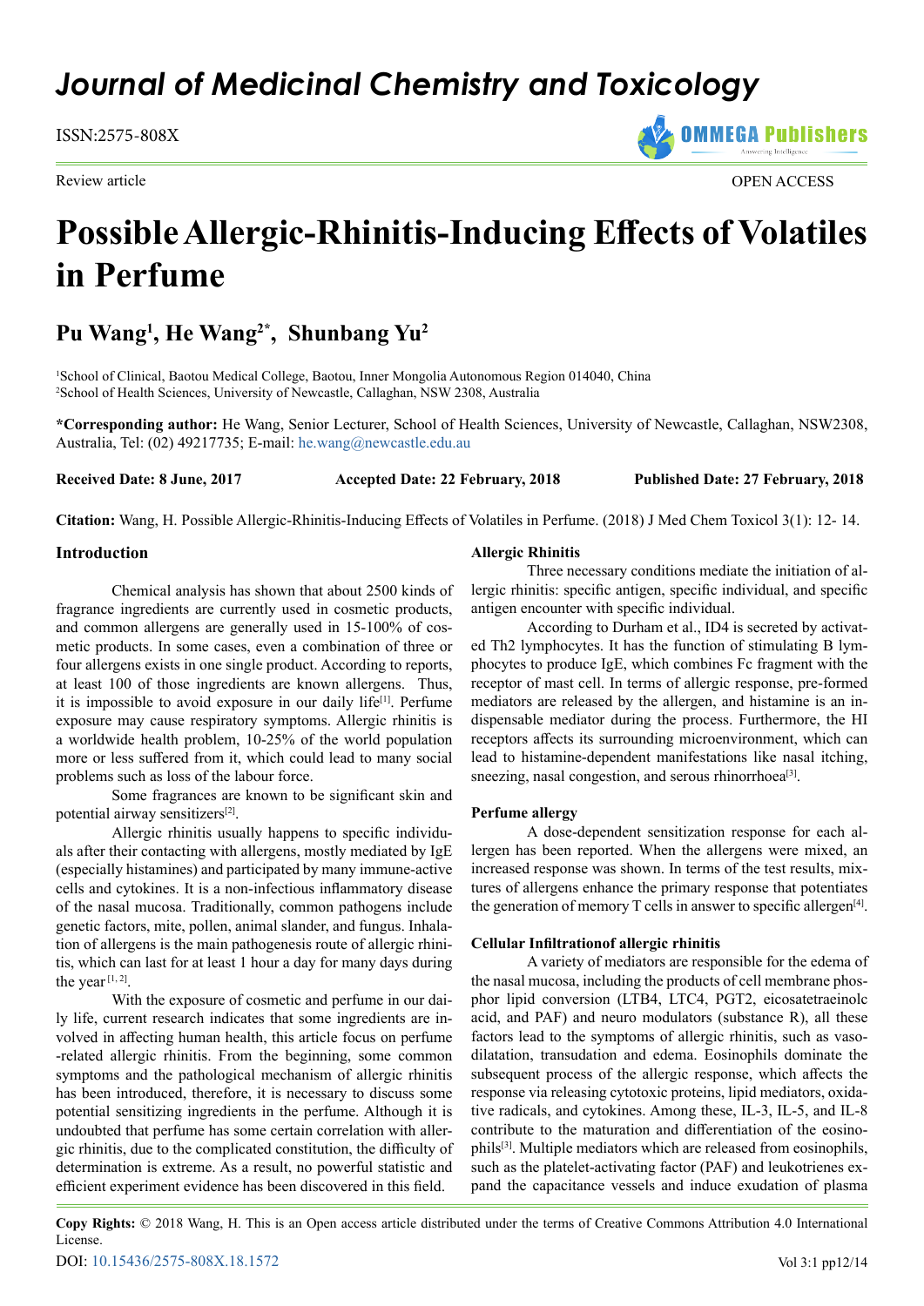# Journal of Medicinal Chemistry and Toxicology

ISSN:2575-808X

Review article

OPEN ACCESS

# Possible Allergic-Rhinitis-Inducing Effects of Volatiles in Perfume

## Pu Wang[1], He Wang[2*], Shunbang Yu[2]

[1]School of Clinical, Baotou Medical College, Baotou, Inner Mongolia Autonomous Region 014040, China
[2]School of Health Sciences, University of Newcastle, Callaghan, NSW 2308, Australia

**\*Corresponding author:** He Wang, Senior Lecturer, School of Health Sciences, University of Newcastle, Callaghan, NSW2308, Australia, Tel: (02) 49217735; E-mail: he.wang@newcastle.edu.au

**Received Date: 8 June, 2017** **Accepted Date: 22 February, 2018** **Published Date: 27 February, 2018**

**Citation:** Wang, H. Possible Allergic-Rhinitis-Inducing Effects of Volatiles in Perfume. (2018) J Med Chem Toxicol 3(1): 12- 14.

## Introduction

Chemical analysis has shown that about 2500 kinds of fragrance ingredients are currently used in cosmetic products, and common allergens are generally used in 15-100% of cosmetic products. In some cases, even a combination of three or four allergens exists in one single product. According to reports, at least 100 of those ingredients are known allergens. Thus, it is impossible to avoid exposure in our daily life[1]. Perfume exposure may cause respiratory symptoms. Allergic rhinitis is a worldwide health problem, 10-25% of the world population more or less suffered from it, which could lead to many social problems such as loss of the labour force.

Some fragrances are known to be significant skin and potential airway sensitizers[2].

Allergic rhinitis usually happens to specific individuals after their contacting with allergens, mostly mediated by IgE (especially histamines) and participated by many immune-active cells and cytokines. It is a non-infectious inflammatory disease of the nasal mucosa. Traditionally, common pathogens include genetic factors, mite, pollen, animal slander, and fungus. Inhalation of allergens is the main pathogenesis route of allergic rhinitis, which can last for at least 1 hour a day for many days during the year [1, 2].

With the exposure of cosmetic and perfume in our daily life, current research indicates that some ingredients are involved in affecting human health, this article focus on perfume -related allergic rhinitis. From the beginning, some common symptoms and the pathological mechanism of allergic rhinitis has been introduced, therefore, it is necessary to discuss some potential sensitizing ingredients in the perfume. Although it is undoubted that perfume has some certain correlation with allergic rhinitis, due to the complicated constitution, the difficulty of determination is extreme. As a result, no powerful statistic and efficient experiment evidence has been discovered in this field.

## Allergic Rhinitis

Three necessary conditions mediate the initiation of allergic rhinitis: specific antigen, specific individual, and specific antigen encounter with specific individual.

According to Durham et al., ID4 is secreted by activated Th2 lymphocytes. It has the function of stimulating B lymphocytes to produce IgE, which combines Fc fragment with the receptor of mast cell. In terms of allergic response, pre-formed mediators are released by the allergen, and histamine is an indispensable mediator during the process. Furthermore, the HI receptors affects its surrounding microenvironment, which can lead to histamine-dependent manifestations like nasal itching, sneezing, nasal congestion, and serous rhinorrhoea[3].

## Perfume allergy

A dose-dependent sensitization response for each allergen has been reported. When the allergens were mixed, an increased response was shown. In terms of the test results, mixtures of allergens enhance the primary response that potentiates the generation of memory T cells in answer to specific allergen[4].

## Cellular Infiltrationof allergic rhinitis

A variety of mediators are responsible for the edema of the nasal mucosa, including the products of cell membrane phosphor lipid conversion (LTB4, LTC4, PGT2, eicosatetraeinolc acid, and PAF) and neuro modulators (substance R), all these factors lead to the symptoms of allergic rhinitis, such as vasodilatation, transudation and edema. Eosinophils dominate the subsequent process of the allergic response, which affects the response via releasing cytotoxic proteins, lipid mediators, oxidative radicals, and cytokines. Among these, IL-3, IL-5, and IL-8 contribute to the maturation and differentiation of the eosinophils[3]. Multiple mediators which are released from eosinophils, such as the platelet-activating factor (PAF) and leukotrienes expand the capacitance vessels and induce exudation of plasma

**Copy Rights:** © 2018 Wang, H. This is an Open access article distributed under the terms of Creative Commons Attribution 4.0 International License.

DOI: 10.15436/2575-808X.18.1572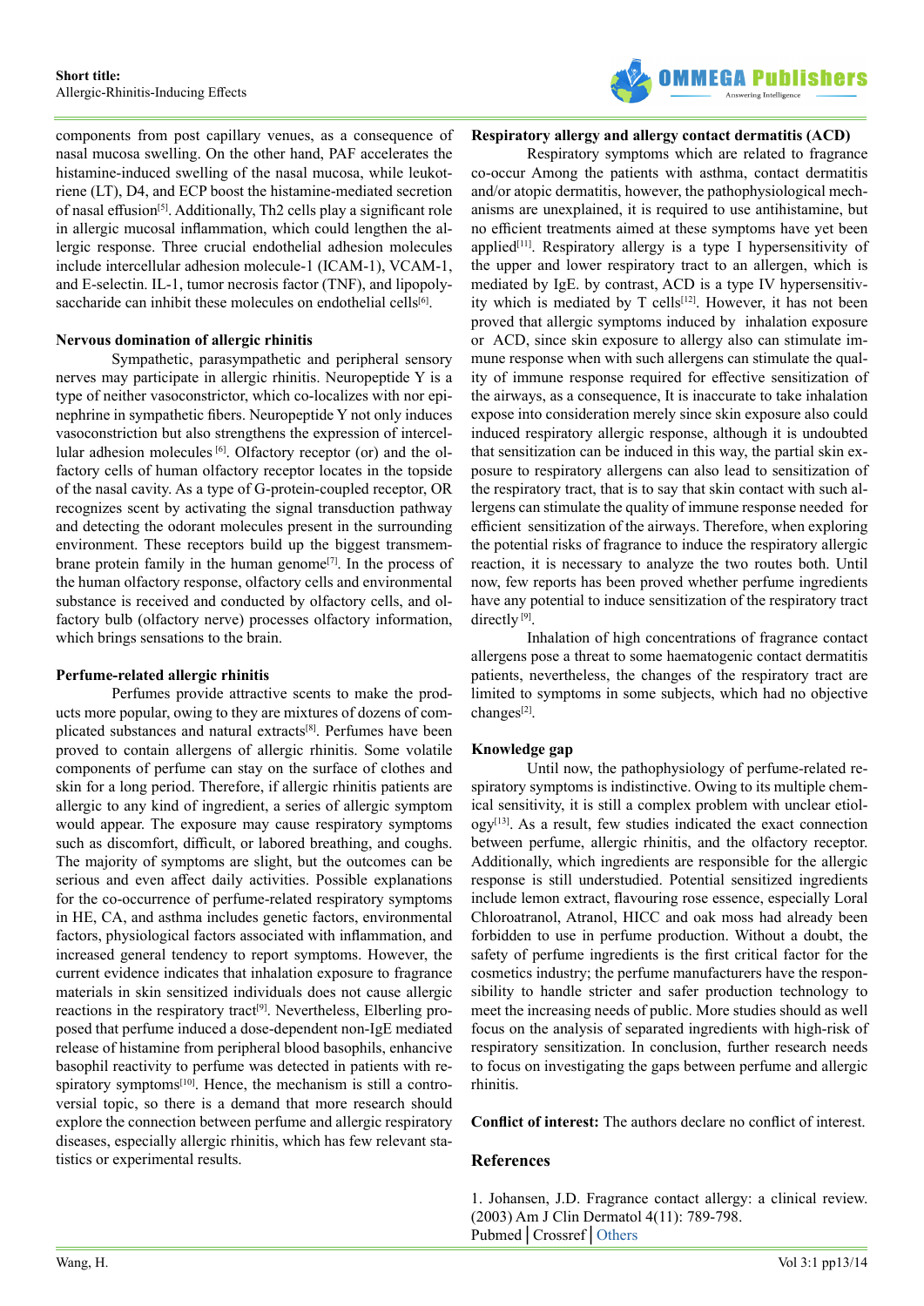components from post capillary venues, as a consequence of nasal mucosa swelling. On the other hand, PAF accelerates the histamine-induced swelling of the nasal mucosa, while leukotriene (LT), D4, and ECP boost the histamine-mediated secretion of nasal effusion[5]. Additionally, Th2 cells play a significant role in allergic mucosal inflammation, which could lengthen the allergic response. Three crucial endothelial adhesion molecules include intercellular adhesion molecule-1 (ICAM-1), VCAM-1, and E-selectin. IL-1, tumor necrosis factor (TNF), and lipopolysaccharide can inhibit these molecules on endothelial cells[6].

**Nervous domination of allergic rhinitis**

Sympathetic, parasympathetic and peripheral sensory nerves may participate in allergic rhinitis. Neuropeptide Y is a type of neither vasoconstrictor, which co-localizes with nor epinephrine in sympathetic fibers. Neuropeptide Y not only induces vasoconstriction but also strengthens the expression of intercellular adhesion molecules [6]. Olfactory receptor (or) and the olfactory cells of human olfactory receptor locates in the topside of the nasal cavity. As a type of G-protein-coupled receptor, OR recognizes scent by activating the signal transduction pathway and detecting the odorant molecules present in the surrounding environment. These receptors build up the biggest transmembrane protein family in the human genome[7]. In the process of the human olfactory response, olfactory cells and environmental substance is received and conducted by olfactory cells, and olfactory bulb (olfactory nerve) processes olfactory information, which brings sensations to the brain.

**Perfume-related allergic rhinitis**

Perfumes provide attractive scents to make the products more popular, owing to they are mixtures of dozens of complicated substances and natural extracts[8]. Perfumes have been proved to contain allergens of allergic rhinitis. Some volatile components of perfume can stay on the surface of clothes and skin for a long period. Therefore, if allergic rhinitis patients are allergic to any kind of ingredient, a series of allergic symptom would appear. The exposure may cause respiratory symptoms such as discomfort, difficult, or labored breathing, and coughs. The majority of symptoms are slight, but the outcomes can be serious and even affect daily activities. Possible explanations for the co-occurrence of perfume-related respiratory symptoms in HE, CA, and asthma includes genetic factors, environmental factors, physiological factors associated with inflammation, and increased general tendency to report symptoms. However, the current evidence indicates that inhalation exposure to fragrance materials in skin sensitized individuals does not cause allergic reactions in the respiratory tract[9]. Nevertheless, Elberling proposed that perfume induced a dose-dependent non-IgE mediated release of histamine from peripheral blood basophils, enhancive basophil reactivity to perfume was detected in patients with respiratory symptoms[10]. Hence, the mechanism is still a controversial topic, so there is a demand that more research should explore the connection between perfume and allergic respiratory diseases, especially allergic rhinitis, which has few relevant statistics or experimental results.

**Respiratory allergy and allergy contact dermatitis (ACD)**

Respiratory symptoms which are related to fragrance co-occur Among the patients with asthma, contact dermatitis and/or atopic dermatitis, however, the pathophysiological mechanisms are unexplained, it is required to use antihistamine, but no efficient treatments aimed at these symptoms have yet been applied[11]. Respiratory allergy is a type I hypersensitivity of the upper and lower respiratory tract to an allergen, which is mediated by IgE. by contrast, ACD is a type IV hypersensitivity which is mediated by T cells[12]. However, it has not been proved that allergic symptoms induced by inhalation exposure or ACD, since skin exposure to allergy also can stimulate immune response when with such allergens can stimulate the quality of immune response required for effective sensitization of the airways, as a consequence, It is inaccurate to take inhalation expose into consideration merely since skin exposure also could induced respiratory allergic response, although it is undoubted that sensitization can be induced in this way, the partial skin exposure to respiratory allergens can also lead to sensitization of the respiratory tract, that is to say that skin contact with such allergens can stimulate the quality of immune response needed for efficient sensitization of the airways. Therefore, when exploring the potential risks of fragrance to induce the respiratory allergic reaction, it is necessary to analyze the two routes both. Until now, few reports has been proved whether perfume ingredients have any potential to induce sensitization of the respiratory tract directly [9].

Inhalation of high concentrations of fragrance contact allergens pose a threat to some haematogenic contact dermatitis patients, nevertheless, the changes of the respiratory tract are limited to symptoms in some subjects, which had no objective changes[2].

**Knowledge gap**

Until now, the pathophysiology of perfume-related respiratory symptoms is indistinctive. Owing to its multiple chemical sensitivity, it is still a complex problem with unclear etiology[13]. As a result, few studies indicated the exact connection between perfume, allergic rhinitis, and the olfactory receptor. Additionally, which ingredients are responsible for the allergic response is still understudied. Potential sensitized ingredients include lemon extract, flavouring rose essence, especially Loral Chloroatranol, Atranol, HICC and oak moss had already been forbidden to use in perfume production. Without a doubt, the safety of perfume ingredients is the first critical factor for the cosmetics industry; the perfume manufacturers have the responsibility to handle stricter and safer production technology to meet the increasing needs of public. More studies should as well focus on the analysis of separated ingredients with high-risk of respiratory sensitization. In conclusion, further research needs to focus on investigating the gaps between perfume and allergic rhinitis.

**Conflict of interest:** The authors declare no conflict of interest.

## References

1. Johansen, J.D. Fragrance contact allergy: a clinical review. (2003) Am J Clin Dermatol 4(11): 789-798.
Pubmed | Crossref | Others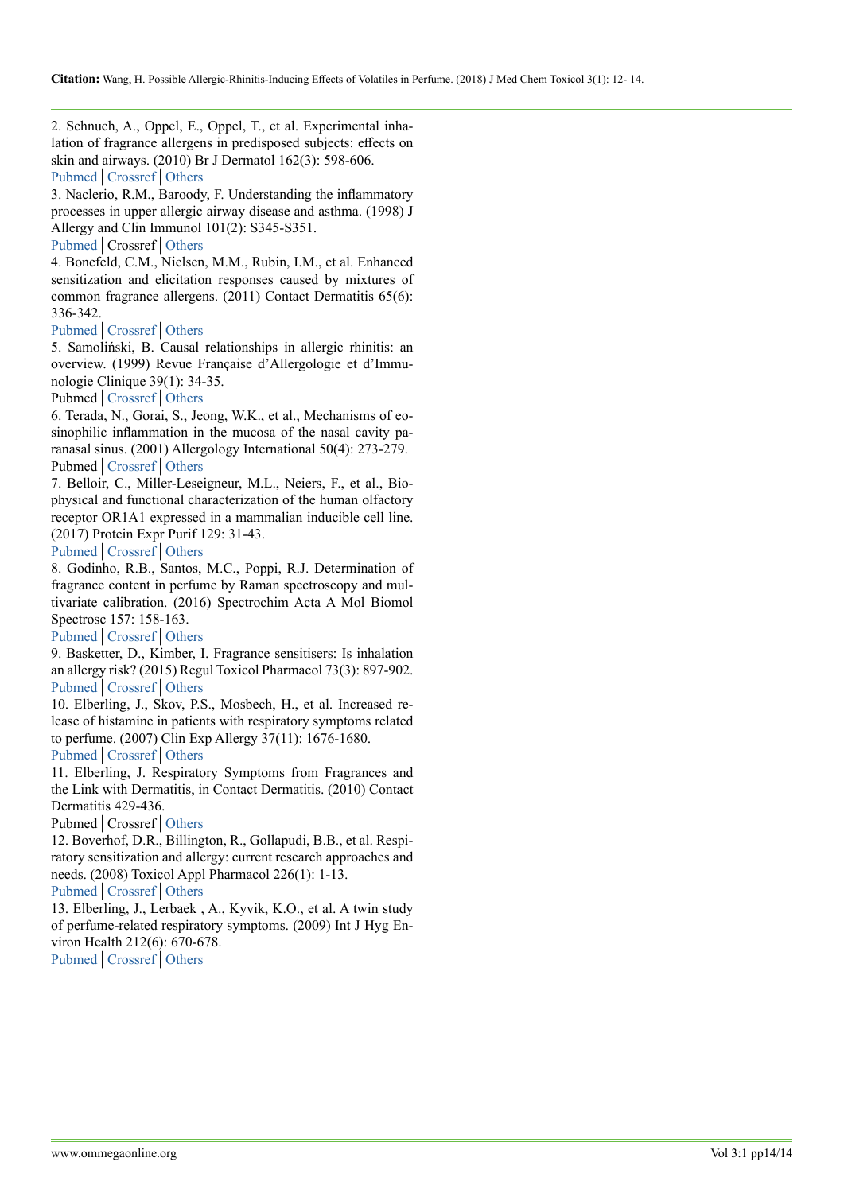2. Schnuch, A., Oppel, E., Oppel, T., et al. Experimental inhalation of fragrance allergens in predisposed subjects: effects on skin and airways. (2010) Br J Dermatol 162(3): 598-606.
Pubmed | Crossref | Others

3. Naclerio, R.M., Baroody, F. Understanding the inflammatory processes in upper allergic airway disease and asthma. (1998) J Allergy and Clin Immunol 101(2): S345-S351.
Pubmed | Crossref | Others

4. Bonefeld, C.M., Nielsen, M.M., Rubin, I.M., et al. Enhanced sensitization and elicitation responses caused by mixtures of common fragrance allergens. (2011) Contact Dermatitis 65(6): 336-342.
Pubmed | Crossref | Others

5. Samoliński, B. Causal relationships in allergic rhinitis: an overview. (1999) Revue Française d'Allergologie et d'Immunologie Clinique 39(1): 34-35.
Pubmed | Crossref | Others

6. Terada, N., Gorai, S., Jeong, W.K., et al., Mechanisms of eosinophilic inflammation in the mucosa of the nasal cavity paranasal sinus. (2001) Allergology International 50(4): 273-279.
Pubmed | Crossref | Others

7. Belloir, C., Miller-Leseigneur, M.L., Neiers, F., et al., Biophysical and functional characterization of the human olfactory receptor OR1A1 expressed in a mammalian inducible cell line. (2017) Protein Expr Purif 129: 31-43.
Pubmed | Crossref | Others

8. Godinho, R.B., Santos, M.C., Poppi, R.J. Determination of fragrance content in perfume by Raman spectroscopy and multivariate calibration. (2016) Spectrochim Acta A Mol Biomol Spectrosc 157: 158-163.
Pubmed | Crossref | Others

9. Basketter, D., Kimber, I. Fragrance sensitisers: Is inhalation an allergy risk? (2015) Regul Toxicol Pharmacol 73(3): 897-902.
Pubmed | Crossref | Others

10. Elberling, J., Skov, P.S., Mosbech, H., et al. Increased release of histamine in patients with respiratory symptoms related to perfume. (2007) Clin Exp Allergy 37(11): 1676-1680.
Pubmed | Crossref | Others

11. Elberling, J. Respiratory Symptoms from Fragrances and the Link with Dermatitis, in Contact Dermatitis. (2010) Contact Dermatitis 429-436.
Pubmed | Crossref | Others

12. Boverhof, D.R., Billington, R., Gollapudi, B.B., et al. Respiratory sensitization and allergy: current research approaches and needs. (2008) Toxicol Appl Pharmacol 226(1): 1-13.
Pubmed | Crossref | Others

13. Elberling, J., Lerbaek , A., Kyvik, K.O., et al. A twin study of perfume-related respiratory symptoms. (2009) Int J Hyg Environ Health 212(6): 670-678.
Pubmed | Crossref | Others